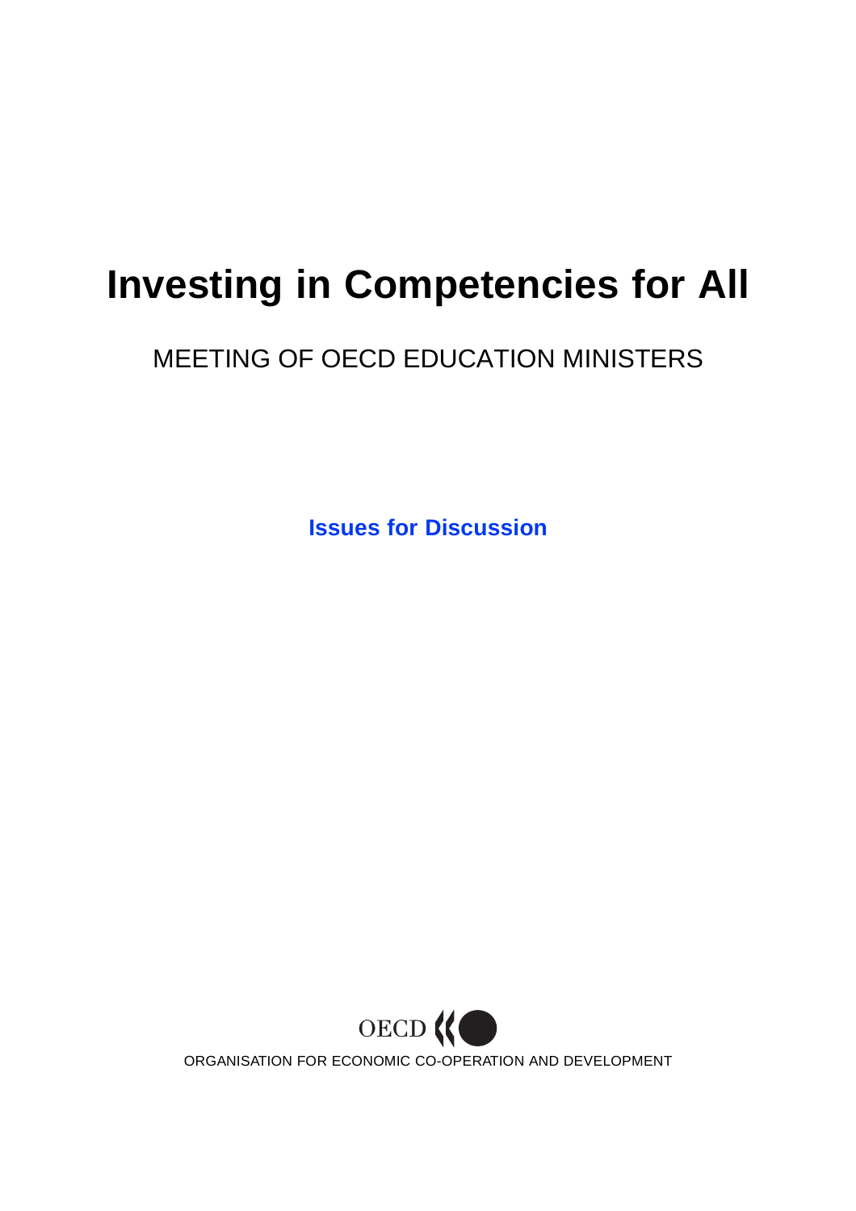# Investing in Competencies for All

## MEETING OF OECD EDUCATION MINISTERS

**Issues for Discussion**

OECD

ORGANISATION FOR ECONOMIC CO-OPERATION AND DEVELOPMENT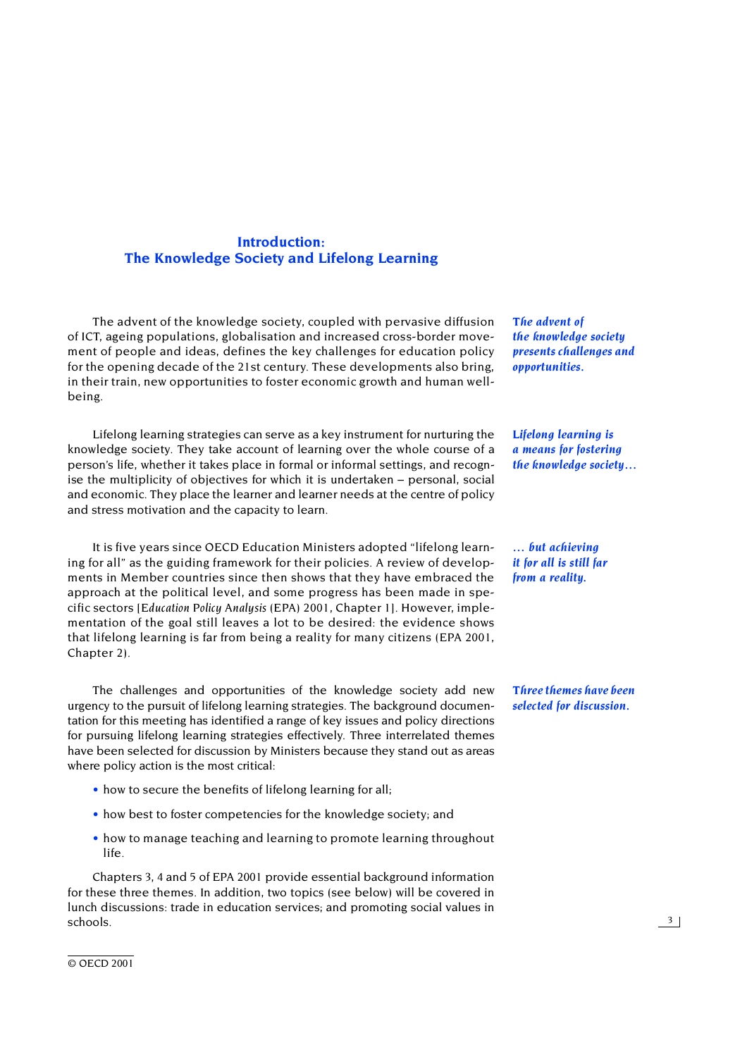# Introduction: The Knowledge Society and Lifelong Learning

***The advent of the knowledge society presents challenges and opportunities.***

The advent of the knowledge society, coupled with pervasive diffusion of ICT, ageing populations, globalisation and increased cross-border movement of people and ideas, defines the key challenges for education policy for the opening decade of the 21st century. These developments also bring, in their train, new opportunities to foster economic growth and human well-being.

***Lifelong learning is a means for fostering the knowledge society…***

Lifelong learning strategies can serve as a key instrument for nurturing the knowledge society. They take account of learning over the whole course of a person's life, whether it takes place in formal or informal settings, and recognise the multiplicity of objectives for which it is undertaken – personal, social and economic. They place the learner and learner needs at the centre of policy and stress motivation and the capacity to learn.

***… but achieving it for all is still far from a reality.***

It is five years since OECD Education Ministers adopted "lifelong learning for all" as the guiding framework for their policies. A review of developments in Member countries since then shows that they have embraced the approach at the political level, and some progress has been made in specific sectors [*Education Policy Analysis* (EPA) 2001, Chapter 1]. However, implementation of the goal still leaves a lot to be desired: the evidence shows that lifelong learning is far from being a reality for many citizens (EPA 2001, Chapter 2).

***Three themes have been selected for discussion.***

The challenges and opportunities of the knowledge society add new urgency to the pursuit of lifelong learning strategies. The background documentation for this meeting has identified a range of key issues and policy directions for pursuing lifelong learning strategies effectively. Three interrelated themes have been selected for discussion by Ministers because they stand out as areas where policy action is the most critical:

- how to secure the benefits of lifelong learning for all;
- how best to foster competencies for the knowledge society; and
- how to manage teaching and learning to promote learning throughout life.

Chapters 3, 4 and 5 of EPA 2001 provide essential background information for these three themes. In addition, two topics (see below) will be covered in lunch discussions: trade in education services; and promoting social values in schools.

© OECD 2001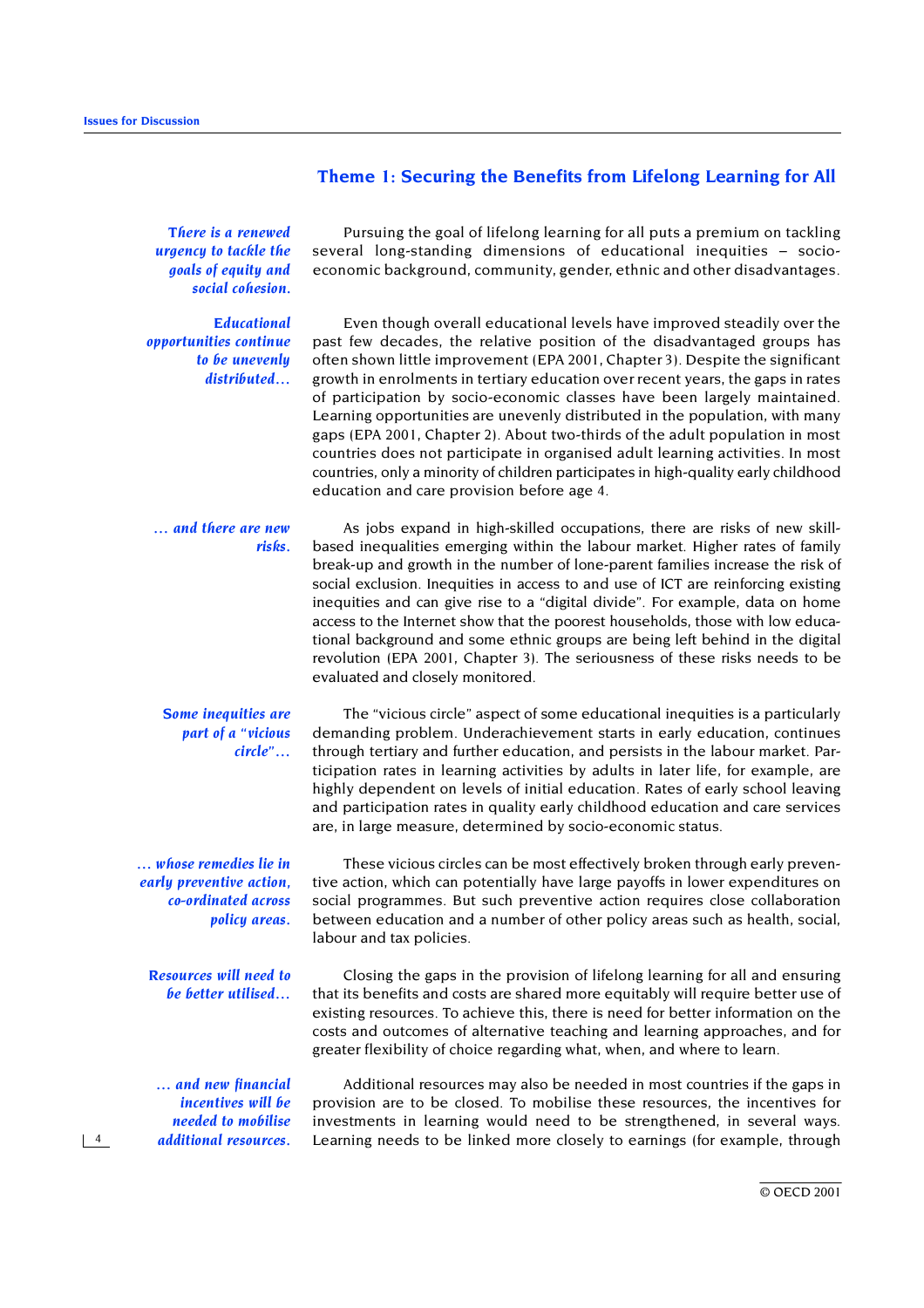## Theme 1: Securing the Benefits from Lifelong Learning for All

*There is a renewed urgency to tackle the goals of equity and social cohesion.*

Pursuing the goal of lifelong learning for all puts a premium on tackling several long-standing dimensions of educational inequities – socio-economic background, community, gender, ethnic and other disadvantages.

*Educational opportunities continue to be unevenly distributed…*

Even though overall educational levels have improved steadily over the past few decades, the relative position of the disadvantaged groups has often shown little improvement (EPA 2001, Chapter 3). Despite the significant growth in enrolments in tertiary education over recent years, the gaps in rates of participation by socio-economic classes have been largely maintained. Learning opportunities are unevenly distributed in the population, with many gaps (EPA 2001, Chapter 2). About two-thirds of the adult population in most countries does not participate in organised adult learning activities. In most countries, only a minority of children participates in high-quality early childhood education and care provision before age 4.

*… and there are new risks.*

As jobs expand in high-skilled occupations, there are risks of new skill-based inequalities emerging within the labour market. Higher rates of family break-up and growth in the number of lone-parent families increase the risk of social exclusion. Inequities in access to and use of ICT are reinforcing existing inequities and can give rise to a "digital divide". For example, data on home access to the Internet show that the poorest households, those with low educational background and some ethnic groups are being left behind in the digital revolution (EPA 2001, Chapter 3). The seriousness of these risks needs to be evaluated and closely monitored.

*Some inequities are part of a "vicious circle"…*

The "vicious circle" aspect of some educational inequities is a particularly demanding problem. Underachievement starts in early education, continues through tertiary and further education, and persists in the labour market. Participation rates in learning activities by adults in later life, for example, are highly dependent on levels of initial education. Rates of early school leaving and participation rates in quality early childhood education and care services are, in large measure, determined by socio-economic status.

*… whose remedies lie in early preventive action, co-ordinated across policy areas.*

These vicious circles can be most effectively broken through early preventive action, which can potentially have large payoffs in lower expenditures on social programmes. But such preventive action requires close collaboration between education and a number of other policy areas such as health, social, labour and tax policies.

*Resources will need to be better utilised…*

Closing the gaps in the provision of lifelong learning for all and ensuring that its benefits and costs are shared more equitably will require better use of existing resources. To achieve this, there is need for better information on the costs and outcomes of alternative teaching and learning approaches, and for greater flexibility of choice regarding what, when, and where to learn.

*… and new financial incentives will be needed to mobilise additional resources.*

Additional resources may also be needed in most countries if the gaps in provision are to be closed. To mobilise these resources, the incentives for investments in learning would need to be strengthened, in several ways. Learning needs to be linked more closely to earnings (for example, through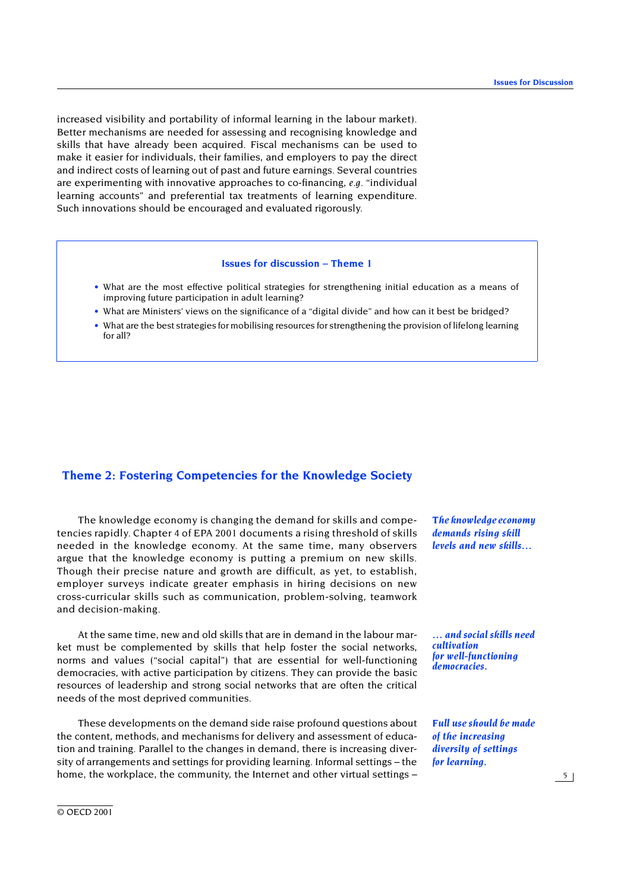increased visibility and portability of informal learning in the labour market). Better mechanisms are needed for assessing and recognising knowledge and skills that have already been acquired. Fiscal mechanisms can be used to make it easier for individuals, their families, and employers to pay the direct and indirect costs of learning out of past and future earnings. Several countries are experimenting with innovative approaches to co-financing, *e.g.* "individual learning accounts" and preferential tax treatments of learning expenditure. Such innovations should be encouraged and evaluated rigorously.

> **Issues for discussion – Theme 1**
>
> - What are the most effective political strategies for strengthening initial education as a means of improving future participation in adult learning?
> - What are Ministers' views on the significance of a "digital divide" and how can it best be bridged?
> - What are the best strategies for mobilising resources for strengthening the provision of lifelong learning for all?

## Theme 2: Fostering Competencies for the Knowledge Society

***The knowledge economy demands rising skill levels and new skills…***

The knowledge economy is changing the demand for skills and competencies rapidly. Chapter 4 of EPA 2001 documents a rising threshold of skills needed in the knowledge economy. At the same time, many observers argue that the knowledge economy is putting a premium on new skills. Though their precise nature and growth are difficult, as yet, to establish, employer surveys indicate greater emphasis in hiring decisions on new cross-curricular skills such as communication, problem-solving, teamwork and decision-making.

***… and social skills need cultivation for well-functioning democracies.***

At the same time, new and old skills that are in demand in the labour market must be complemented by skills that help foster the social networks, norms and values ("social capital") that are essential for well-functioning democracies, with active participation by citizens. They can provide the basic resources of leadership and strong social networks that are often the critical needs of the most deprived communities.

***Full use should be made of the increasing diversity of settings for learning.***

These developments on the demand side raise profound questions about the content, methods, and mechanisms for delivery and assessment of education and training. Parallel to the changes in demand, there is increasing diversity of arrangements and settings for providing learning. Informal settings – the home, the workplace, the community, the Internet and other virtual settings –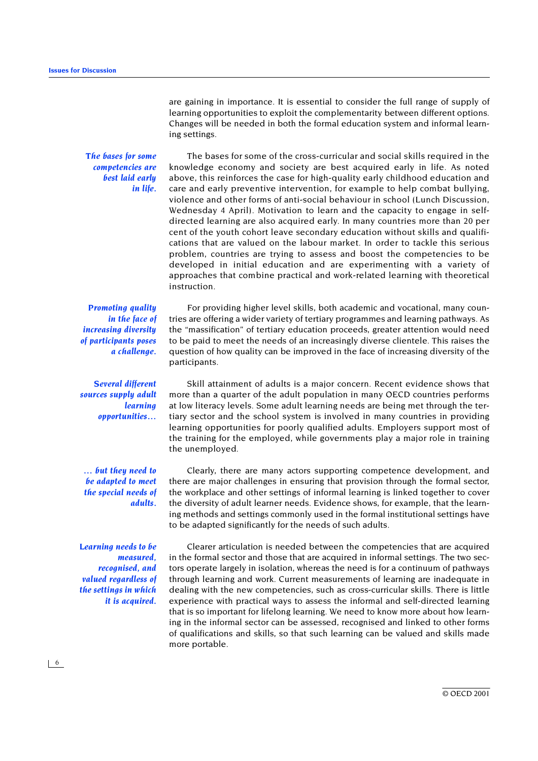are gaining in importance. It is essential to consider the full range of supply of learning opportunities to exploit the complementarity between different options. Changes will be needed in both the formal education system and informal learning settings.

*The bases for some competencies are best laid early in life.*

The bases for some of the cross-curricular and social skills required in the knowledge economy and society are best acquired early in life. As noted above, this reinforces the case for high-quality early childhood education and care and early preventive intervention, for example to help combat bullying, violence and other forms of anti-social behaviour in school (Lunch Discussion, Wednesday 4 April). Motivation to learn and the capacity to engage in self-directed learning are also acquired early. In many countries more than 20 per cent of the youth cohort leave secondary education without skills and qualifications that are valued on the labour market. In order to tackle this serious problem, countries are trying to assess and boost the competencies to be developed in initial education and are experimenting with a variety of approaches that combine practical and work-related learning with theoretical instruction.

*Promoting quality in the face of increasing diversity of participants poses a challenge.*

For providing higher level skills, both academic and vocational, many countries are offering a wider variety of tertiary programmes and learning pathways. As the "massification" of tertiary education proceeds, greater attention would need to be paid to meet the needs of an increasingly diverse clientele. This raises the question of how quality can be improved in the face of increasing diversity of the participants.

*Several different sources supply adult learning opportunities…*

Skill attainment of adults is a major concern. Recent evidence shows that more than a quarter of the adult population in many OECD countries performs at low literacy levels. Some adult learning needs are being met through the tertiary sector and the school system is involved in many countries in providing learning opportunities for poorly qualified adults. Employers support most of the training for the employed, while governments play a major role in training the unemployed.

*… but they need to be adapted to meet the special needs of adults.*

Clearly, there are many actors supporting competence development, and there are major challenges in ensuring that provision through the formal sector, the workplace and other settings of informal learning is linked together to cover the diversity of adult learner needs. Evidence shows, for example, that the learning methods and settings commonly used in the formal institutional settings have to be adapted significantly for the needs of such adults.

*Learning needs to be measured, recognised, and valued regardless of the settings in which it is acquired.*

Clearer articulation is needed between the competencies that are acquired in the formal sector and those that are acquired in informal settings. The two sectors operate largely in isolation, whereas the need is for a continuum of pathways through learning and work. Current measurements of learning are inadequate in dealing with the new competencies, such as cross-curricular skills. There is little experience with practical ways to assess the informal and self-directed learning that is so important for lifelong learning. We need to know more about how learning in the informal sector can be assessed, recognised and linked to other forms of qualifications and skills, so that such learning can be valued and skills made more portable.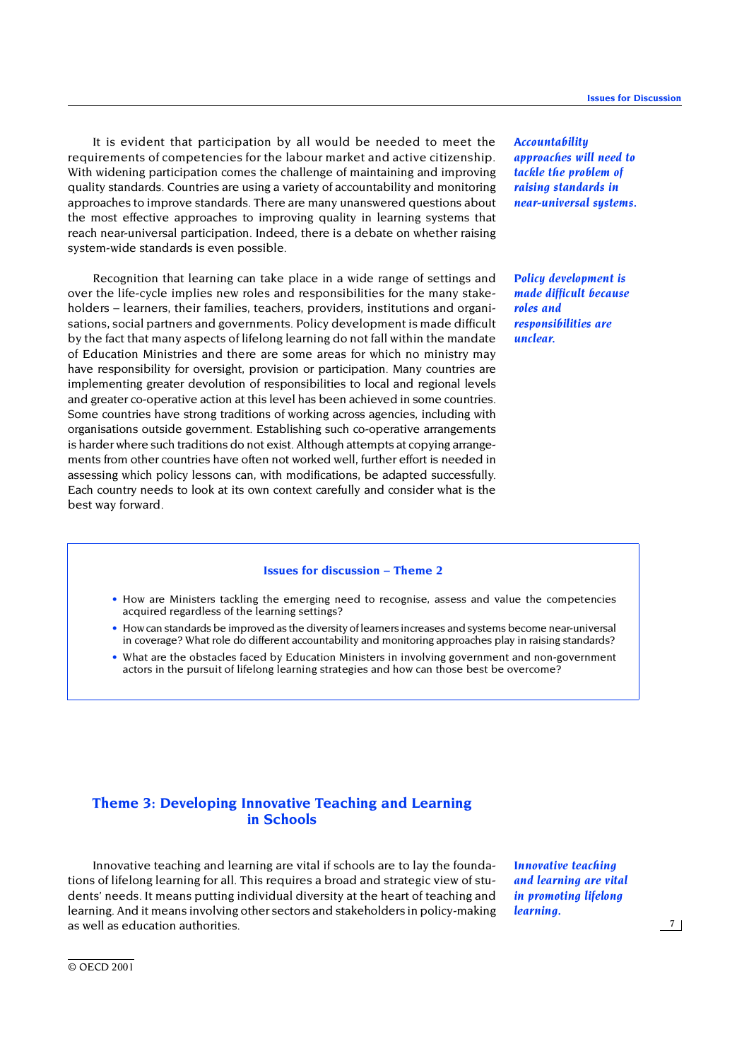It is evident that participation by all would be needed to meet the requirements of competencies for the labour market and active citizenship. With widening participation comes the challenge of maintaining and improving quality standards. Countries are using a variety of accountability and monitoring approaches to improve standards. There are many unanswered questions about the most effective approaches to improving quality in learning systems that reach near-universal participation. Indeed, there is a debate on whether raising system-wide standards is even possible.

*Accountability approaches will need to tackle the problem of raising standards in near-universal systems.*

Recognition that learning can take place in a wide range of settings and over the life-cycle implies new roles and responsibilities for the many stakeholders – learners, their families, teachers, providers, institutions and organisations, social partners and governments. Policy development is made difficult by the fact that many aspects of lifelong learning do not fall within the mandate of Education Ministries and there are some areas for which no ministry may have responsibility for oversight, provision or participation. Many countries are implementing greater devolution of responsibilities to local and regional levels and greater co-operative action at this level has been achieved in some countries. Some countries have strong traditions of working across agencies, including with organisations outside government. Establishing such co-operative arrangements is harder where such traditions do not exist. Although attempts at copying arrangements from other countries have often not worked well, further effort is needed in assessing which policy lessons can, with modifications, be adapted successfully. Each country needs to look at its own context carefully and consider what is the best way forward.

*Policy development is made difficult because roles and responsibilities are unclear.*

### Issues for discussion – Theme 2

- How are Ministers tackling the emerging need to recognise, assess and value the competencies acquired regardless of the learning settings?
- How can standards be improved as the diversity of learners increases and systems become near-universal in coverage? What role do different accountability and monitoring approaches play in raising standards?
- What are the obstacles faced by Education Ministers in involving government and non-government actors in the pursuit of lifelong learning strategies and how can those best be overcome?

## Theme 3: Developing Innovative Teaching and Learning in Schools

Innovative teaching and learning are vital if schools are to lay the foundations of lifelong learning for all. This requires a broad and strategic view of students' needs. It means putting individual diversity at the heart of teaching and learning. And it means involving other sectors and stakeholders in policy-making as well as education authorities.

*Innovative teaching and learning are vital in promoting lifelong learning.*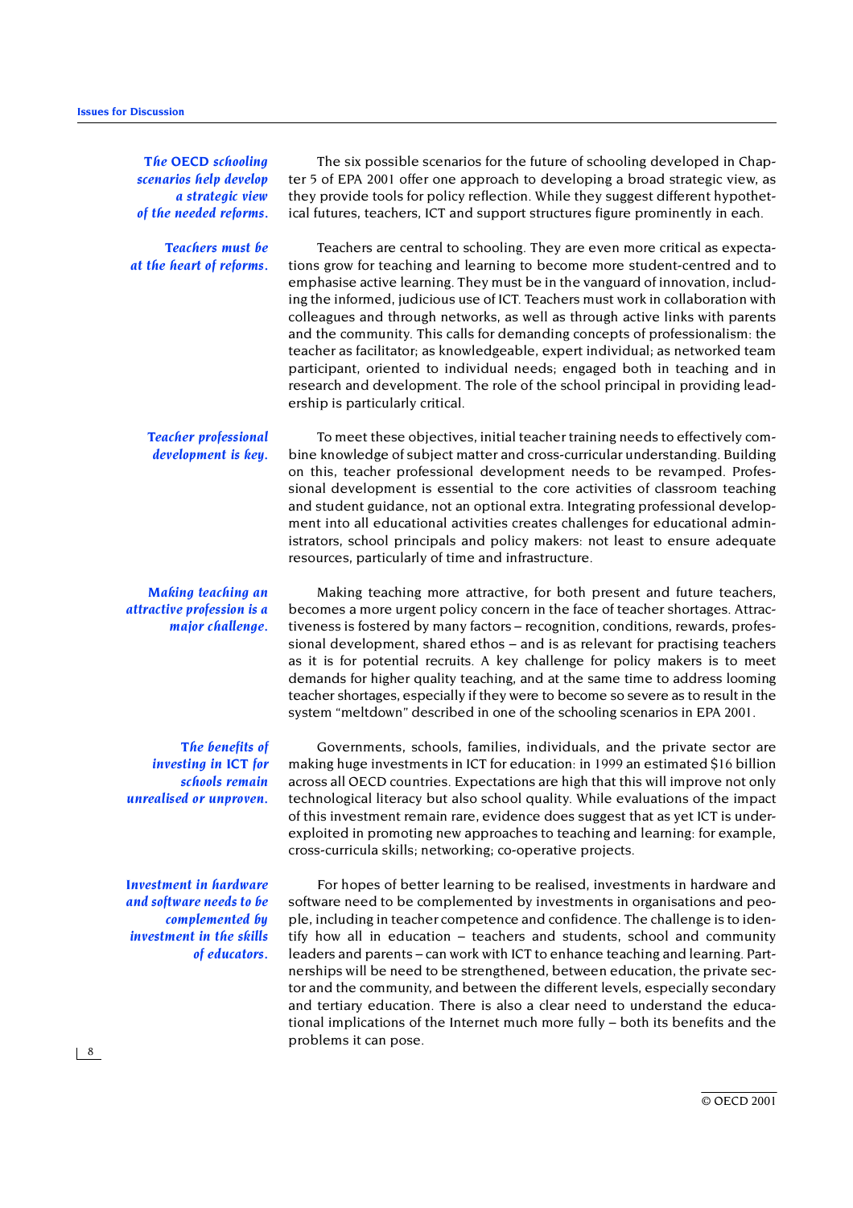*The OECD schooling scenarios help develop a strategic view of the needed reforms.*

The six possible scenarios for the future of schooling developed in Chapter 5 of EPA 2001 offer one approach to developing a broad strategic view, as they provide tools for policy reflection. While they suggest different hypothetical futures, teachers, ICT and support structures figure prominently in each.

*Teachers must be at the heart of reforms.*

Teachers are central to schooling. They are even more critical as expectations grow for teaching and learning to become more student-centred and to emphasise active learning. They must be in the vanguard of innovation, including the informed, judicious use of ICT. Teachers must work in collaboration with colleagues and through networks, as well as through active links with parents and the community. This calls for demanding concepts of professionalism: the teacher as facilitator; as knowledgeable, expert individual; as networked team participant, oriented to individual needs; engaged both in teaching and in research and development. The role of the school principal in providing leadership is particularly critical.

*Teacher professional development is key.*

To meet these objectives, initial teacher training needs to effectively combine knowledge of subject matter and cross-curricular understanding. Building on this, teacher professional development needs to be revamped. Professional development is essential to the core activities of classroom teaching and student guidance, not an optional extra. Integrating professional development into all educational activities creates challenges for educational administrators, school principals and policy makers: not least to ensure adequate resources, particularly of time and infrastructure.

*Making teaching an attractive profession is a major challenge.*

Making teaching more attractive, for both present and future teachers, becomes a more urgent policy concern in the face of teacher shortages. Attractiveness is fostered by many factors – recognition, conditions, rewards, professional development, shared ethos – and is as relevant for practising teachers as it is for potential recruits. A key challenge for policy makers is to meet demands for higher quality teaching, and at the same time to address looming teacher shortages, especially if they were to become so severe as to result in the system "meltdown" described in one of the schooling scenarios in EPA 2001.

*The benefits of investing in ICT for schools remain unrealised or unproven.*

Governments, schools, families, individuals, and the private sector are making huge investments in ICT for education: in 1999 an estimated $16 billion across all OECD countries. Expectations are high that this will improve not only technological literacy but also school quality. While evaluations of the impact of this investment remain rare, evidence does suggest that as yet ICT is under-exploited in promoting new approaches to teaching and learning: for example, cross-curricula skills; networking; co-operative projects.

*Investment in hardware and software needs to be complemented by investment in the skills of educators.*

For hopes of better learning to be realised, investments in hardware and software need to be complemented by investments in organisations and people, including in teacher competence and confidence. The challenge is to identify how all in education – teachers and students, school and community leaders and parents – can work with ICT to enhance teaching and learning. Partnerships will be need to be strengthened, between education, the private sector and the community, and between the different levels, especially secondary and tertiary education. There is also a clear need to understand the educational implications of the Internet much more fully – both its benefits and the problems it can pose.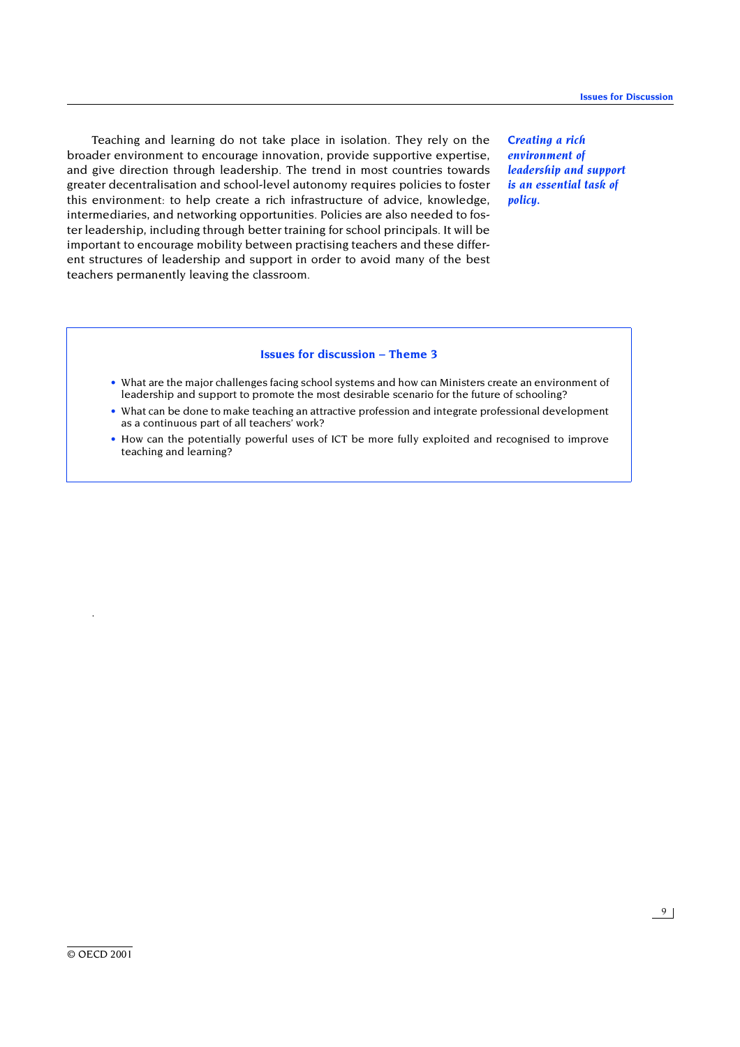*Creating a rich environment of leadership and support is an essential task of policy.*

Teaching and learning do not take place in isolation. They rely on the broader environment to encourage innovation, provide supportive expertise, and give direction through leadership. The trend in most countries towards greater decentralisation and school-level autonomy requires policies to foster this environment: to help create a rich infrastructure of advice, knowledge, intermediaries, and networking opportunities. Policies are also needed to foster leadership, including through better training for school principals. It will be important to encourage mobility between practising teachers and these different structures of leadership and support in order to avoid many of the best teachers permanently leaving the classroom.

### Issues for discussion – Theme 3

- What are the major challenges facing school systems and how can Ministers create an environment of leadership and support to promote the most desirable scenario for the future of schooling?
- What can be done to make teaching an attractive profession and integrate professional development as a continuous part of all teachers' work?
- How can the potentially powerful uses of ICT be more fully exploited and recognised to improve teaching and learning?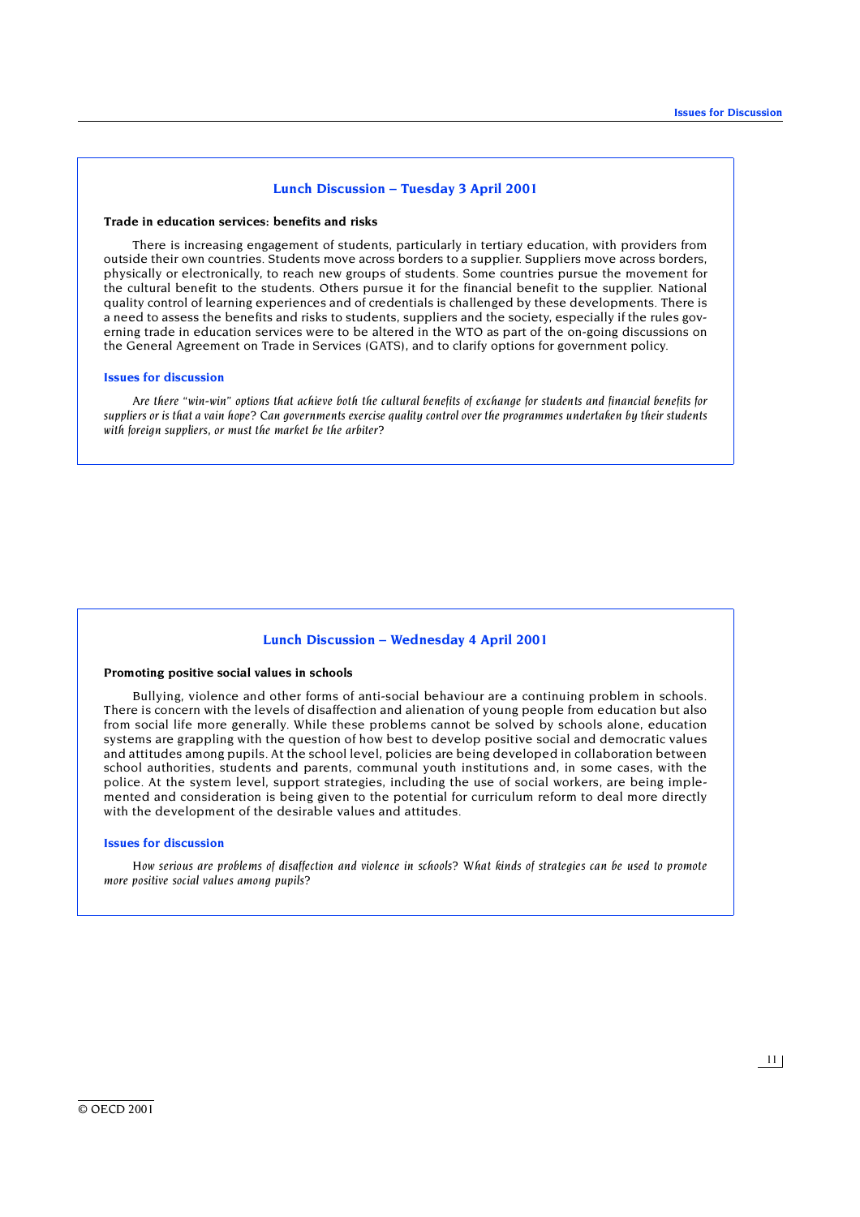## Lunch Discussion – Tuesday 3 April 2001

**Trade in education services: benefits and risks**

There is increasing engagement of students, particularly in tertiary education, with providers from outside their own countries. Students move across borders to a supplier. Suppliers move across borders, physically or electronically, to reach new groups of students. Some countries pursue the movement for the cultural benefit to the students. Others pursue it for the financial benefit to the supplier. National quality control of learning experiences and of credentials is challenged by these developments. There is a need to assess the benefits and risks to students, suppliers and the society, especially if the rules governing trade in education services were to be altered in the WTO as part of the on-going discussions on the General Agreement on Trade in Services (GATS), and to clarify options for government policy.

### Issues for discussion

*Are there "win-win" options that achieve both the cultural benefits of exchange for students and financial benefits for suppliers or is that a vain hope? Can governments exercise quality control over the programmes undertaken by their students with foreign suppliers, or must the market be the arbiter?*

## Lunch Discussion – Wednesday 4 April 2001

**Promoting positive social values in schools**

Bullying, violence and other forms of anti-social behaviour are a continuing problem in schools. There is concern with the levels of disaffection and alienation of young people from education but also from social life more generally. While these problems cannot be solved by schools alone, education systems are grappling with the question of how best to develop positive social and democratic values and attitudes among pupils. At the school level, policies are being developed in collaboration between school authorities, students and parents, communal youth institutions and, in some cases, with the police. At the system level, support strategies, including the use of social workers, are being implemented and consideration is being given to the potential for curriculum reform to deal more directly with the development of the desirable values and attitudes.

### Issues for discussion

*How serious are problems of disaffection and violence in schools? What kinds of strategies can be used to promote more positive social values among pupils?*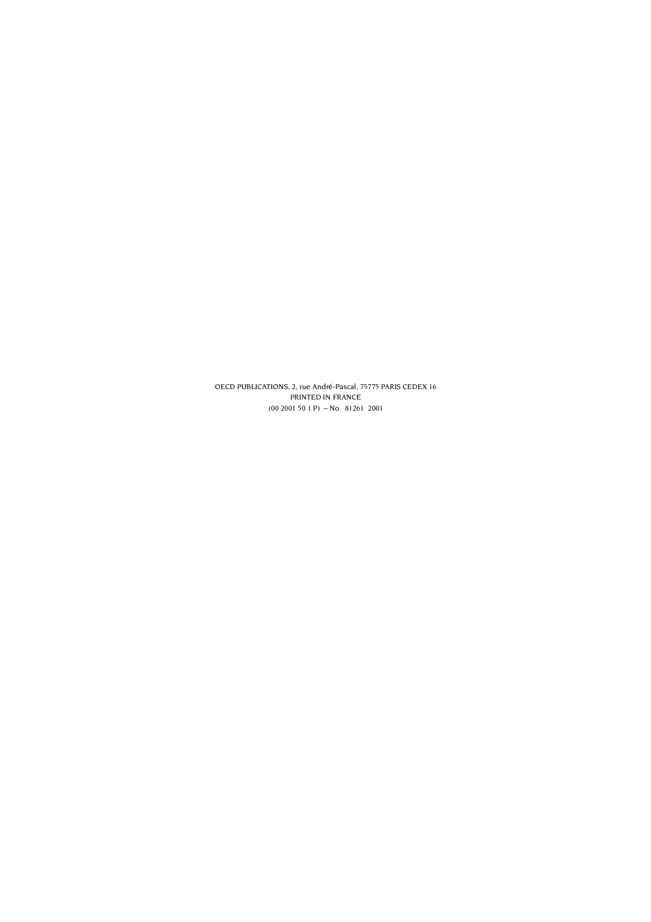OECD PUBLICATIONS, 2, rue André-Pascal, 75775 PARIS CEDEX 16
PRINTED IN FRANCE
(00 2001 50 1 P) – No. 81261 2001